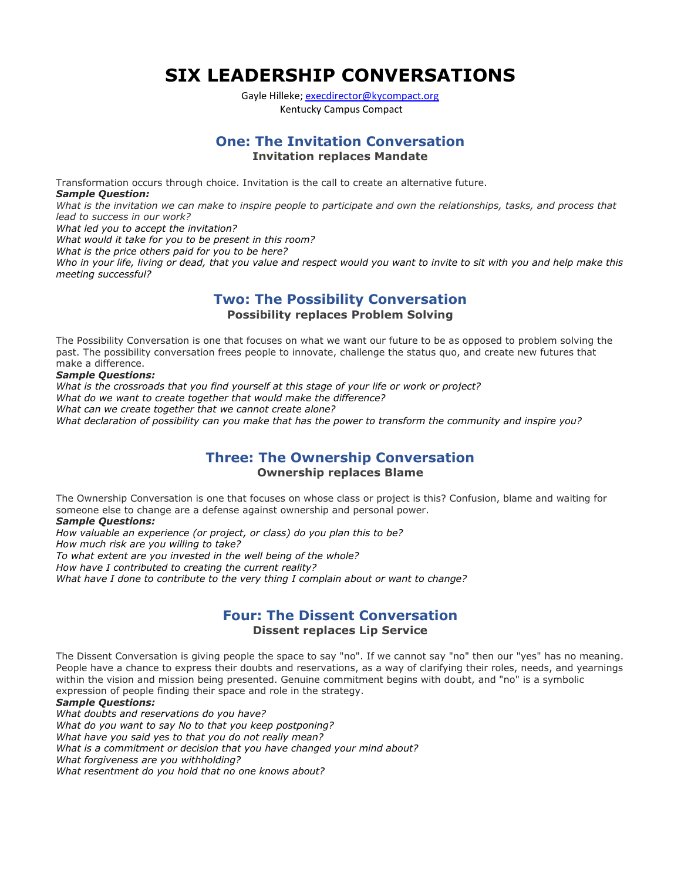# SIX LEADERSHIP CONVERSATIONS

Gayle Hilleke; execdirector@kycompact.org
Kentucky Campus Compact

## One: The Invitation Conversation

### Invitation replaces Mandate

Transformation occurs through choice. Invitation is the call to create an alternative future.

***Sample Question:***

*What is the invitation we can make to inspire people to participate and own the relationships, tasks, and process that lead to success in our work?*
*What led you to accept the invitation?*
*What would it take for you to be present in this room?*
*What is the price others paid for you to be here?*
*Who in your life, living or dead, that you value and respect would you want to invite to sit with you and help make this meeting successful?*

## Two: The Possibility Conversation

### Possibility replaces Problem Solving

The Possibility Conversation is one that focuses on what we want our future to be as opposed to problem solving the past. The possibility conversation frees people to innovate, challenge the status quo, and create new futures that make a difference.

***Sample Questions:***

*What is the crossroads that you find yourself at this stage of your life or work or project?*
*What do we want to create together that would make the difference?*
*What can we create together that we cannot create alone?*
*What declaration of possibility can you make that has the power to transform the community and inspire you?*

## Three: The Ownership Conversation

### Ownership replaces Blame

The Ownership Conversation is one that focuses on whose class or project is this? Confusion, blame and waiting for someone else to change are a defense against ownership and personal power.

***Sample Questions:***

*How valuable an experience (or project, or class) do you plan this to be?*
*How much risk are you willing to take?*
*To what extent are you invested in the well being of the whole?*
*How have I contributed to creating the current reality?*
*What have I done to contribute to the very thing I complain about or want to change?*

## Four: The Dissent Conversation

### Dissent replaces Lip Service

The Dissent Conversation is giving people the space to say "no". If we cannot say "no" then our "yes" has no meaning. People have a chance to express their doubts and reservations, as a way of clarifying their roles, needs, and yearnings within the vision and mission being presented. Genuine commitment begins with doubt, and "no" is a symbolic expression of people finding their space and role in the strategy.

***Sample Questions:***

*What doubts and reservations do you have?*
*What do you want to say No to that you keep postponing?*
*What have you said yes to that you do not really mean?*
*What is a commitment or decision that you have changed your mind about?*
*What forgiveness are you withholding?*
*What resentment do you hold that no one knows about?*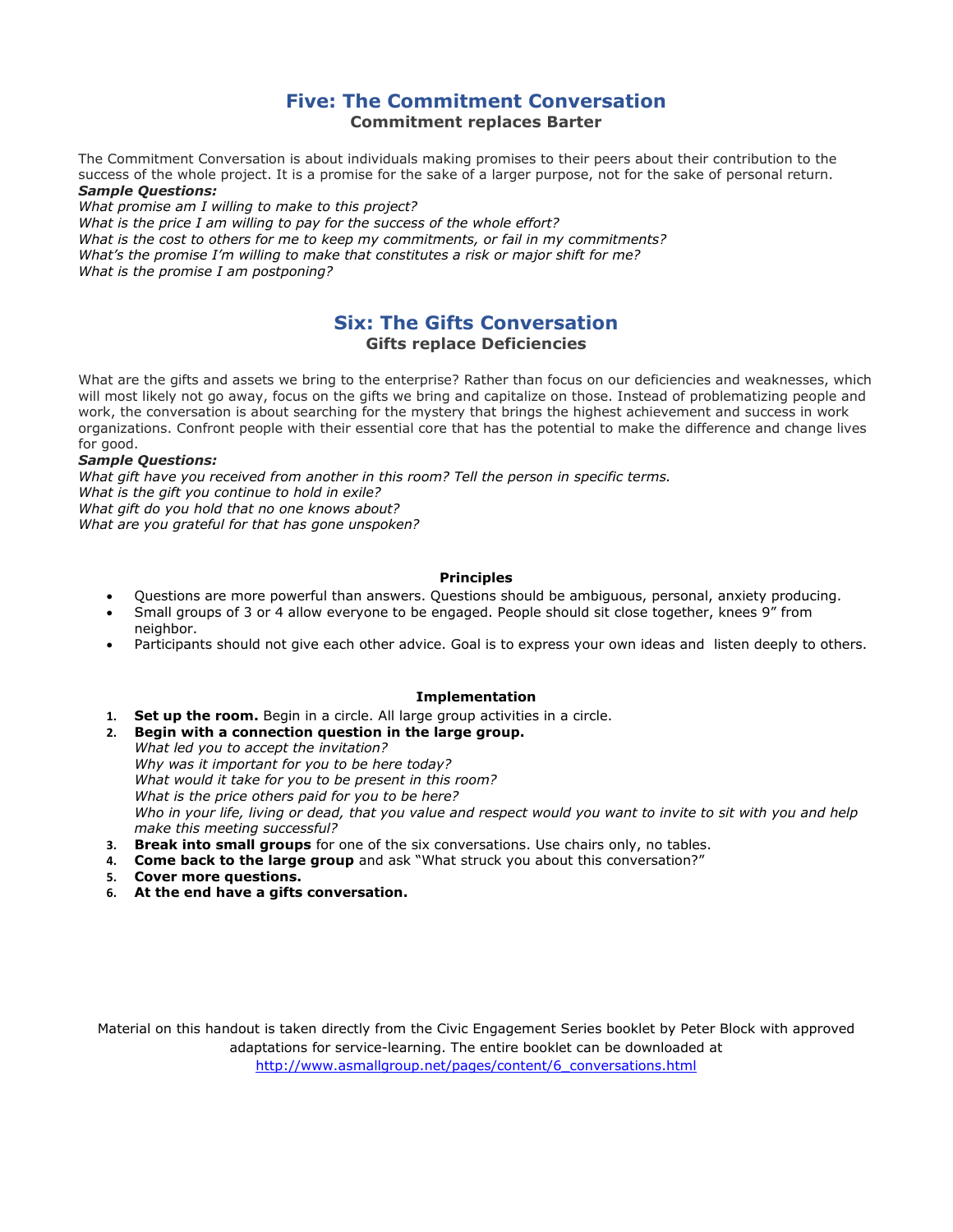## Five: The Commitment Conversation

### Commitment replaces Barter

The Commitment Conversation is about individuals making promises to their peers about their contribution to the success of the whole project. It is a promise for the sake of a larger purpose, not for the sake of personal return.

***Sample Questions:***

*What promise am I willing to make to this project?*
*What is the price I am willing to pay for the success of the whole effort?*
*What is the cost to others for me to keep my commitments, or fail in my commitments?*
*What's the promise I'm willing to make that constitutes a risk or major shift for me?*
*What is the promise I am postponing?*

## Six: The Gifts Conversation

### Gifts replace Deficiencies

What are the gifts and assets we bring to the enterprise? Rather than focus on our deficiencies and weaknesses, which will most likely not go away, focus on the gifts we bring and capitalize on those. Instead of problematizing people and work, the conversation is about searching for the mystery that brings the highest achievement and success in work organizations. Confront people with their essential core that has the potential to make the difference and change lives for good.

***Sample Questions:***

*What gift have you received from another in this room? Tell the person in specific terms.*
*What is the gift you continue to hold in exile?*
*What gift do you hold that no one knows about?*
*What are you grateful for that has gone unspoken?*

**Principles**

- Questions are more powerful than answers. Questions should be ambiguous, personal, anxiety producing.
- Small groups of 3 or 4 allow everyone to be engaged. People should sit close together, knees 9" from neighbor.
- Participants should not give each other advice. Goal is to express your own ideas and listen deeply to others.

**Implementation**

1. **Set up the room.** Begin in a circle. All large group activities in a circle.
2. **Begin with a connection question in the large group.**
   *What led you to accept the invitation?*
   *Why was it important for you to be here today?*
   *What would it take for you to be present in this room?*
   *What is the price others paid for you to be here?*
   *Who in your life, living or dead, that you value and respect would you want to invite to sit with you and help make this meeting successful?*
3. **Break into small groups** for one of the six conversations. Use chairs only, no tables.
4. **Come back to the large group** and ask "What struck you about this conversation?"
5. **Cover more questions.**
6. **At the end have a gifts conversation.**

Material on this handout is taken directly from the Civic Engagement Series booklet by Peter Block with approved adaptations for service-learning. The entire booklet can be downloaded at http://www.asmallgroup.net/pages/content/6_conversations.html